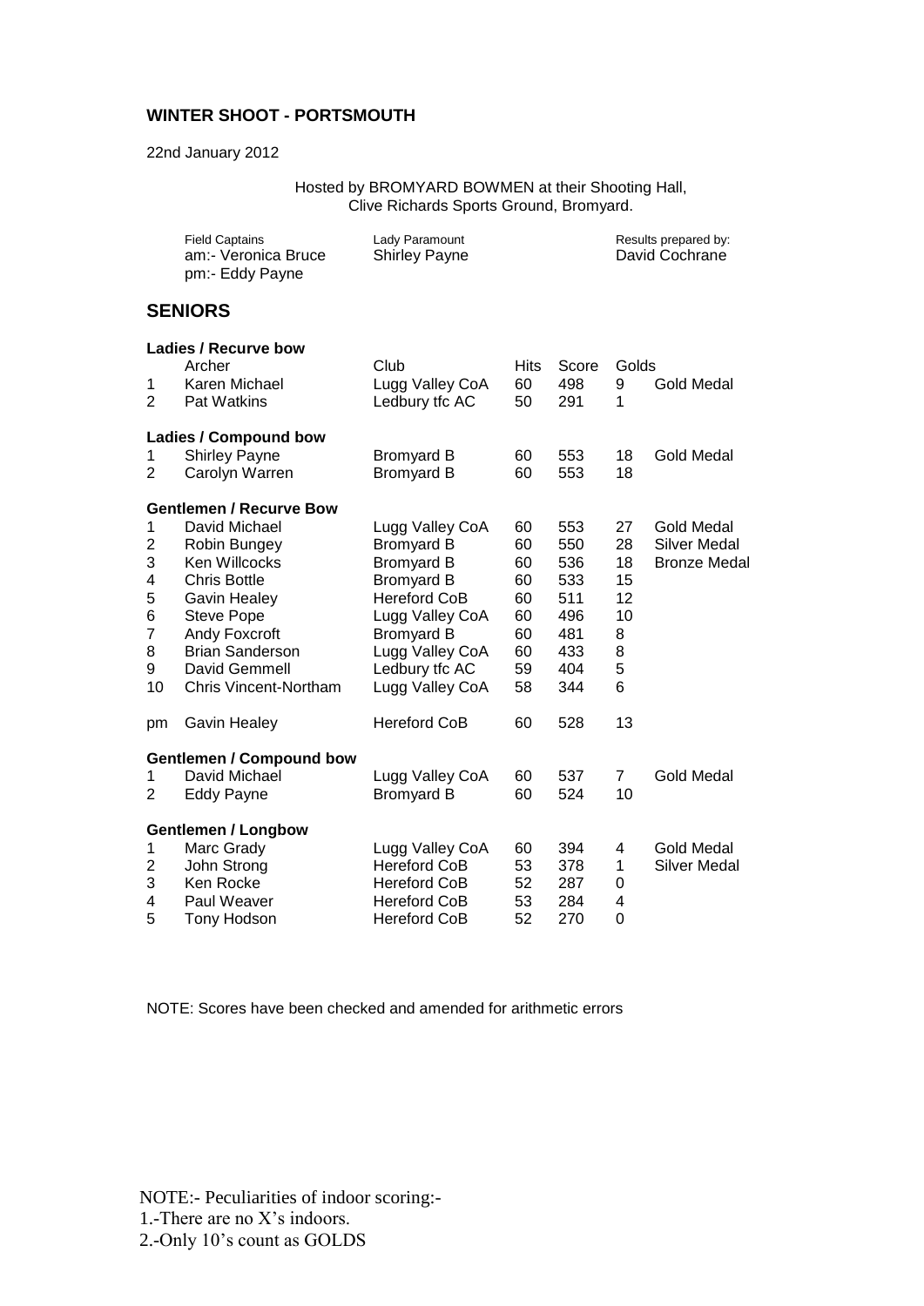## WINTER SHOOT - PORTSMOUTH

22nd January 2012

Hosted by BROMYARD BOWMEN at their Shooting Hall,
Clive Richards Sports Ground, Bromyard.

| Field Captains | Lady Paramount | Results prepared by: |
|---|---|---|
| am:- Veronica Bruce | Shirley Payne | David Cochrane |
| pm:- Eddy Payne | | |

## SENIORS

### Ladies / Recurve bow

| | Archer | Club | Hits | Score | Golds | |
|---|---|---|---|---|---|---|
| 1 | Karen Michael | Lugg Valley CoA | 60 | 498 | 9 | Gold Medal |
| 2 | Pat Watkins | Ledbury tfc AC | 50 | 291 | 1 | |

### Ladies / Compound bow

| | Archer | Club | Hits | Score | Golds | |
|---|---|---|---|---|---|---|
| 1 | Shirley Payne | Bromyard B | 60 | 553 | 18 | Gold Medal |
| 2 | Carolyn Warren | Bromyard B | 60 | 553 | 18 | |

### Gentlemen / Recurve Bow

| | Archer | Club | Hits | Score | Golds | |
|---|---|---|---|---|---|---|
| 1 | David Michael | Lugg Valley CoA | 60 | 553 | 27 | Gold Medal |
| 2 | Robin Bungey | Bromyard B | 60 | 550 | 28 | Silver Medal |
| 3 | Ken Willcocks | Bromyard B | 60 | 536 | 18 | Bronze Medal |
| 4 | Chris Bottle | Bromyard B | 60 | 533 | 15 | |
| 5 | Gavin Healey | Hereford CoB | 60 | 511 | 12 | |
| 6 | Steve Pope | Lugg Valley CoA | 60 | 496 | 10 | |
| 7 | Andy Foxcroft | Bromyard B | 60 | 481 | 8 | |
| 8 | Brian Sanderson | Lugg Valley CoA | 60 | 433 | 8 | |
| 9 | David Gemmell | Ledbury tfc AC | 59 | 404 | 5 | |
| 10 | Chris Vincent-Northam | Lugg Valley CoA | 58 | 344 | 6 | |
| pm | Gavin Healey | Hereford CoB | 60 | 528 | 13 | |

### Gentlemen / Compound bow

| | Archer | Club | Hits | Score | Golds | |
|---|---|---|---|---|---|---|
| 1 | David Michael | Lugg Valley CoA | 60 | 537 | 7 | Gold Medal |
| 2 | Eddy Payne | Bromyard B | 60 | 524 | 10 | |

### Gentlemen / Longbow

| | Archer | Club | Hits | Score | Golds | |
|---|---|---|---|---|---|---|
| 1 | Marc Grady | Lugg Valley CoA | 60 | 394 | 4 | Gold Medal |
| 2 | John Strong | Hereford CoB | 53 | 378 | 1 | Silver Medal |
| 3 | Ken Rocke | Hereford CoB | 52 | 287 | 0 | |
| 4 | Paul Weaver | Hereford CoB | 53 | 284 | 4 | |
| 5 | Tony Hodson | Hereford CoB | 52 | 270 | 0 | |

NOTE: Scores have been checked and amended for arithmetic errors

NOTE:- Peculiarities of indoor scoring:-
1.-There are no X's indoors.
2.-Only 10's count as GOLDS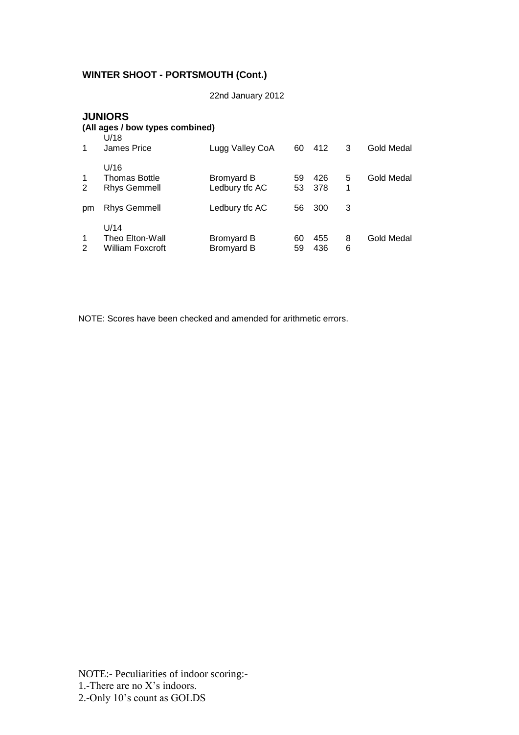**WINTER SHOOT - PORTSMOUTH (Cont.)**

22nd January 2012

## JUNIORS

**(All ages / bow types combined)**

| | | | | | | |
|---|---|---|---|---|---|---|
| | U/18 | | | | | |
| 1 | James Price | Lugg Valley CoA | 60 | 412 | 3 | Gold Medal |
| | U/16 | | | | | |
| 1 | Thomas Bottle | Bromyard B | 59 | 426 | 5 | Gold Medal |
| 2 | Rhys Gemmell | Ledbury tfc AC | 53 | 378 | 1 | |
| pm | Rhys Gemmell | Ledbury tfc AC | 56 | 300 | 3 | |
| | U/14 | | | | | |
| 1 | Theo Elton-Wall | Bromyard B | 60 | 455 | 8 | Gold Medal |
| 2 | William Foxcroft | Bromyard B | 59 | 436 | 6 | |

NOTE: Scores have been checked and amended for arithmetic errors.

NOTE:- Peculiarities of indoor scoring:-
1.-There are no X's indoors.
2.-Only 10's count as GOLDS